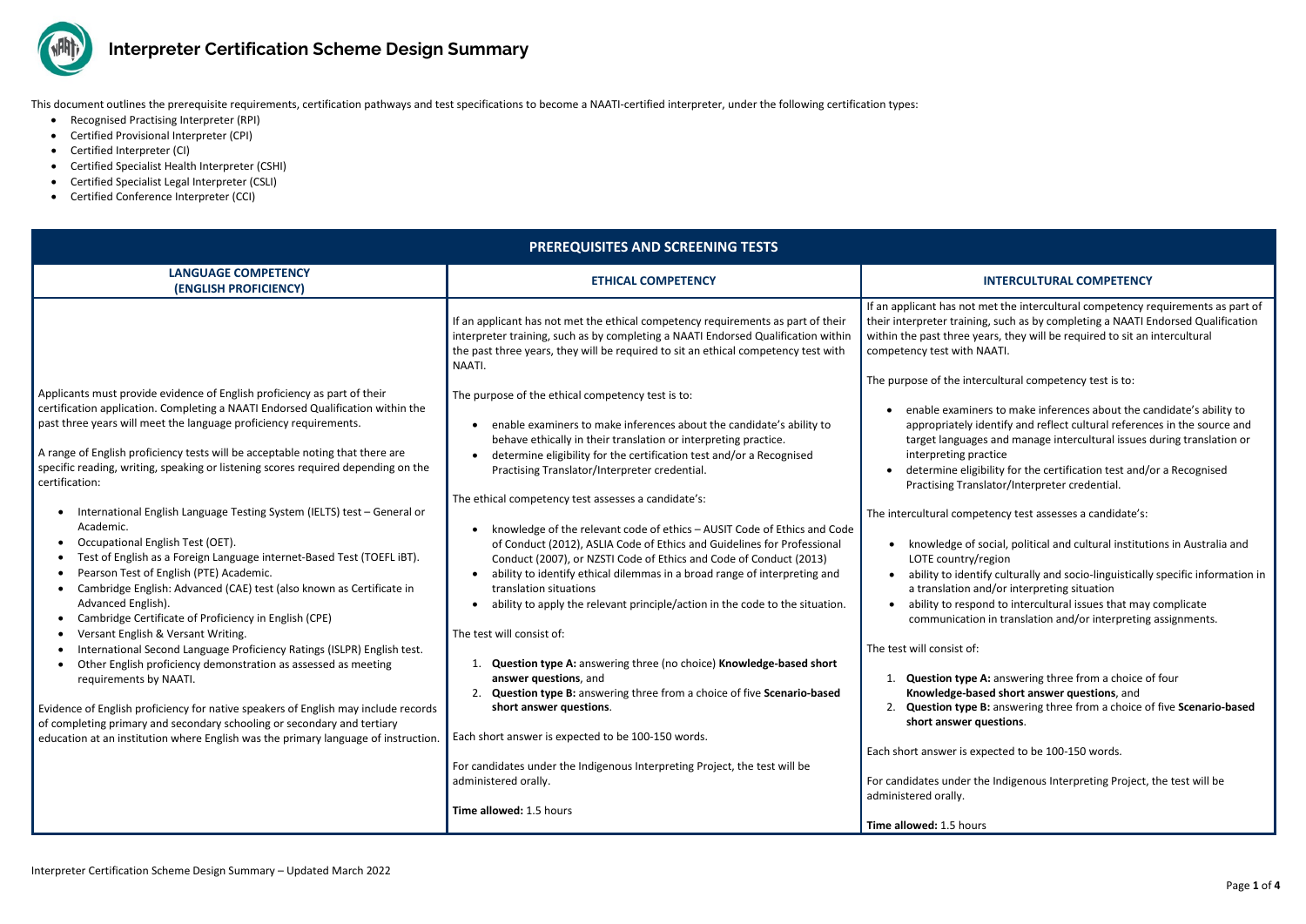# Interpreter Certification Scheme Design Summary

This document outlines the prerequisite requirements, certification pathways and test specifications to become a NAATI-certified interpreter, under the following certification types:

- Recognised Practising Interpreter (RPI)
- Certified Provisional Interpreter (CPI)
- Certified Interpreter (CI)
- Certified Specialist Health Interpreter (CSHI)
- Certified Specialist Legal Interpreter (CSLI)
- Certified Conference Interpreter (CCI)

## PREREQUISITES AND SCREENING TESTS

### LANGUAGE COMPETENCY (ENGLISH PROFICIENCY)

Applicants must provide evidence of English proficiency as part of their certification application. Completing a NAATI Endorsed Qualification within the past three years will meet the language proficiency requirements.

A range of English proficiency tests will be acceptable noting that there are specific reading, writing, speaking or listening scores required depending on the certification:

- International English Language Testing System (IELTS) test – General or Academic.
- Occupational English Test (OET).
- Test of English as a Foreign Language internet-Based Test (TOEFL iBT).
- Pearson Test of English (PTE) Academic.
- Cambridge English: Advanced (CAE) test (also known as Certificate in Advanced English).
- Cambridge Certificate of Proficiency in English (CPE)
- Versant English & Versant Writing.
- International Second Language Proficiency Ratings (ISLPR) English test.
- Other English proficiency demonstration as assessed as meeting requirements by NAATI.

Evidence of English proficiency for native speakers of English may include records of completing primary and secondary schooling or secondary and tertiary education at an institution where English was the primary language of instruction.

### ETHICAL COMPETENCY

If an applicant has not met the ethical competency requirements as part of their interpreter training, such as by completing a NAATI Endorsed Qualification within the past three years, they will be required to sit an ethical competency test with NAATI.

The purpose of the ethical competency test is to:

- enable examiners to make inferences about the candidate's ability to behave ethically in their translation or interpreting practice.
- determine eligibility for the certification test and/or a Recognised Practising Translator/Interpreter credential.

The ethical competency test assesses a candidate's:

- knowledge of the relevant code of ethics – AUSIT Code of Ethics and Code of Conduct (2012), ASLIA Code of Ethics and Guidelines for Professional Conduct (2007), or NZSTI Code of Ethics and Code of Conduct (2013)
- ability to identify ethical dilemmas in a broad range of interpreting and translation situations
- ability to apply the relevant principle/action in the code to the situation.

The test will consist of:

1. **Question type A:** answering three (no choice) **Knowledge-based short answer questions**, and
2. **Question type B:** answering three from a choice of five **Scenario-based short answer questions**.

Each short answer is expected to be 100-150 words.

For candidates under the Indigenous Interpreting Project, the test will be administered orally.

**Time allowed:** 1.5 hours

### INTERCULTURAL COMPETENCY

If an applicant has not met the intercultural competency requirements as part of their interpreter training, such as by completing a NAATI Endorsed Qualification within the past three years, they will be required to sit an intercultural competency test with NAATI.

The purpose of the intercultural competency test is to:

- enable examiners to make inferences about the candidate's ability to appropriately identify and reflect cultural references in the source and target languages and manage intercultural issues during translation or interpreting practice
- determine eligibility for the certification test and/or a Recognised Practising Translator/Interpreter credential.

The intercultural competency test assesses a candidate's:

- knowledge of social, political and cultural institutions in Australia and LOTE country/region
- ability to identify culturally and socio-linguistically specific information in a translation and/or interpreting situation
- ability to respond to intercultural issues that may complicate communication in translation and/or interpreting assignments.

The test will consist of:

1. **Question type A:** answering three from a choice of four **Knowledge-based short answer questions**, and
2. **Question type B:** answering three from a choice of five **Scenario-based short answer questions**.

Each short answer is expected to be 100-150 words.

For candidates under the Indigenous Interpreting Project, the test will be administered orally.

**Time allowed:** 1.5 hours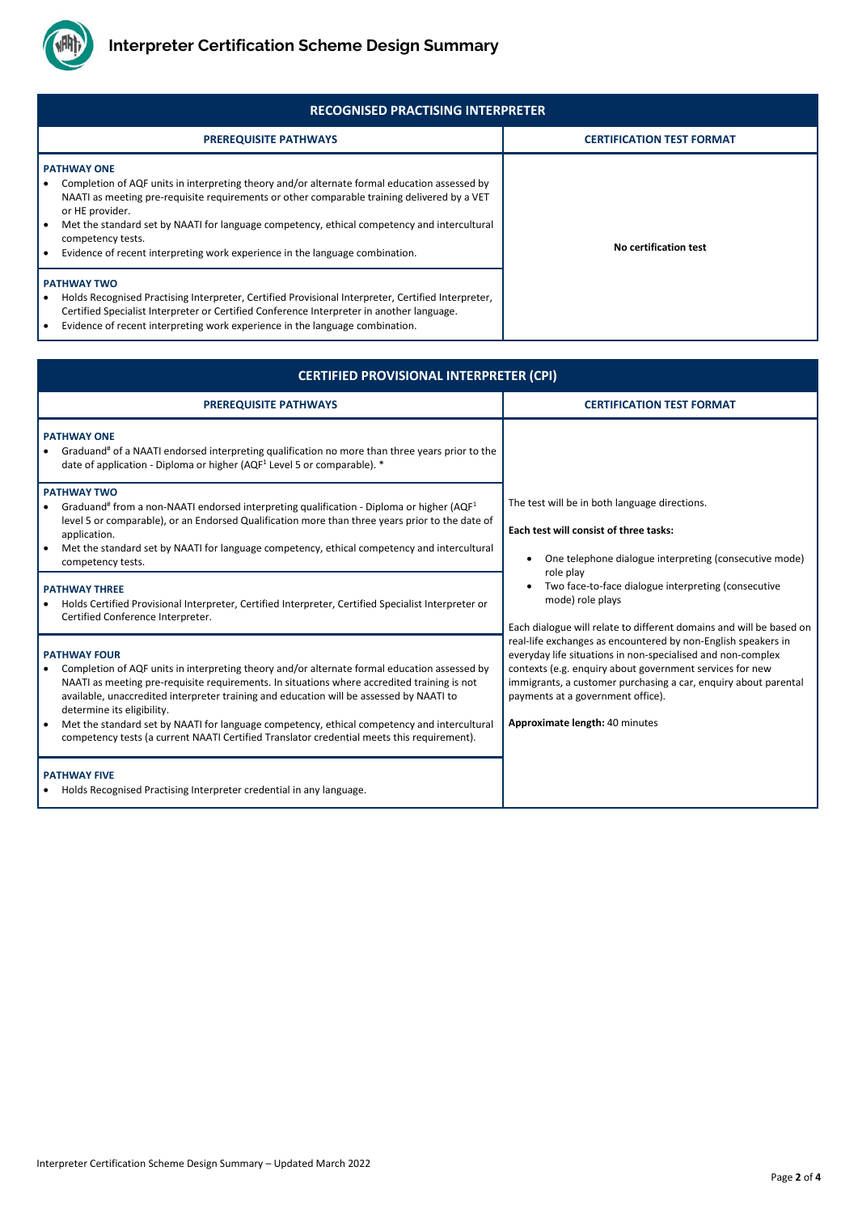## RECOGNISED PRACTISING INTERPRETER

| PREREQUISITE PATHWAYS | CERTIFICATION TEST FORMAT |
|---|---|
| **PATHWAY ONE**<br>• Completion of AQF units in interpreting theory and/or alternate formal education assessed by NAATI as meeting pre-requisite requirements or other comparable training delivered by a VET or HE provider.<br>• Met the standard set by NAATI for language competency, ethical competency and intercultural competency tests.<br>• Evidence of recent interpreting work experience in the language combination. | **No certification test** |
| **PATHWAY TWO**<br>• Holds Recognised Practising Interpreter, Certified Provisional Interpreter, Certified Interpreter, Certified Specialist Interpreter or Certified Conference Interpreter in another language.<br>• Evidence of recent interpreting work experience in the language combination. | |

## CERTIFIED PROVISIONAL INTERPRETER (CPI)

| PREREQUISITE PATHWAYS | CERTIFICATION TEST FORMAT |
|---|---|
| **PATHWAY ONE**<br>• Graduand# of a NAATI endorsed interpreting qualification no more than three years prior to the date of application - Diploma or higher (AQF[1] Level 5 or comparable). * | The test will be in both language directions.<br><br>**Each test will consist of three tasks:**<br><br>• One telephone dialogue interpreting (consecutive mode) role play<br>• Two face-to-face dialogue interpreting (consecutive mode) role plays<br><br>Each dialogue will relate to different domains and will be based on real-life exchanges as encountered by non-English speakers in everyday life situations in non-specialised and non-complex contexts (e.g. enquiry about government services for new immigrants, a customer purchasing a car, enquiry about parental payments at a government office).<br><br>**Approximate length:** 40 minutes |
| **PATHWAY TWO**<br>• Graduand# from a non-NAATI endorsed interpreting qualification - Diploma or higher (AQF[1] level 5 or comparable), or an Endorsed Qualification more than three years prior to the date of application.<br>• Met the standard set by NAATI for language competency, ethical competency and intercultural competency tests. | |
| **PATHWAY THREE**<br>• Holds Certified Provisional Interpreter, Certified Interpreter, Certified Specialist Interpreter or Certified Conference Interpreter. | |
| **PATHWAY FOUR**<br>• Completion of AQF units in interpreting theory and/or alternate formal education assessed by NAATI as meeting pre-requisite requirements. In situations where accredited training is not available, unaccredited interpreter training and education will be assessed by NAATI to determine its eligibility.<br>• Met the standard set by NAATI for language competency, ethical competency and intercultural competency tests (a current NAATI Certified Translator credential meets this requirement). | |
| **PATHWAY FIVE**<br>• Holds Recognised Practising Interpreter credential in any language. | |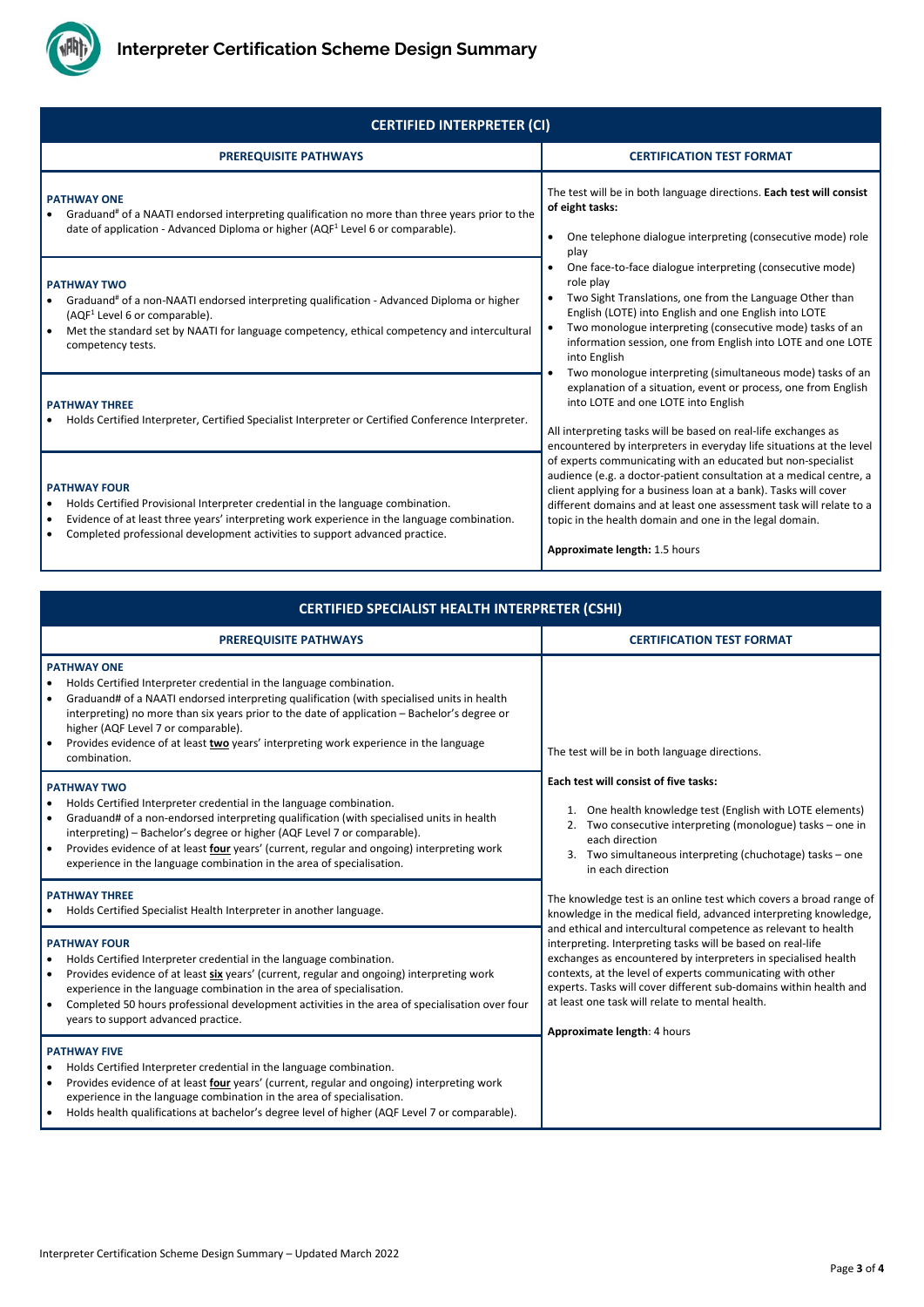# Interpreter Certification Scheme Design Summary

## CERTIFIED INTERPRETER (CI)

| PREREQUISITE PATHWAYS | CERTIFICATION TEST FORMAT |
|---|---|
| **PATHWAY ONE**<br>• Graduand# of a NAATI endorsed interpreting qualification no more than three years prior to the date of application - Advanced Diploma or higher (AQF[1] Level 6 or comparable).<br><br>**PATHWAY TWO**<br>• Graduand# of a non-NAATI endorsed interpreting qualification - Advanced Diploma or higher (AQF[1] Level 6 or comparable).<br>• Met the standard set by NAATI for language competency, ethical competency and intercultural competency tests.<br><br>**PATHWAY THREE**<br>• Holds Certified Interpreter, Certified Specialist Interpreter or Certified Conference Interpreter.<br><br>**PATHWAY FOUR**<br>• Holds Certified Provisional Interpreter credential in the language combination.<br>• Evidence of at least three years' interpreting work experience in the language combination.<br>• Completed professional development activities to support advanced practice. | The test will be in both language directions. **Each test will consist of eight tasks:**<br>• One telephone dialogue interpreting (consecutive mode) role play<br>• One face-to-face dialogue interpreting (consecutive mode) role play<br>• Two Sight Translations, one from the Language Other than English (LOTE) into English and one English into LOTE<br>• Two monologue interpreting (consecutive mode) tasks of an information session, one from English into LOTE and one LOTE into English<br>• Two monologue interpreting (simultaneous mode) tasks of an explanation of a situation, event or process, one from English into LOTE and one LOTE into English<br><br>All interpreting tasks will be based on real-life exchanges as encountered by interpreters in everyday life situations at the level of experts communicating with an educated but non-specialist audience (e.g. a doctor-patient consultation at a medical centre, a client applying for a business loan at a bank). Tasks will cover different domains and at least one assessment task will relate to a topic in the health domain and one in the legal domain.<br><br>**Approximate length:** 1.5 hours |

## CERTIFIED SPECIALIST HEALTH INTERPRETER (CSHI)

| PREREQUISITE PATHWAYS | CERTIFICATION TEST FORMAT |
|---|---|
| **PATHWAY ONE**<br>• Holds Certified Interpreter credential in the language combination.<br>• Graduand# of a NAATI endorsed interpreting qualification (with specialised units in health interpreting) no more than six years prior to the date of application – Bachelor's degree or higher (AQF Level 7 or comparable).<br>• Provides evidence of at least **two** years' interpreting work experience in the language combination.<br><br>**PATHWAY TWO**<br>• Holds Certified Interpreter credential in the language combination.<br>• Graduand# of a non-endorsed interpreting qualification (with specialised units in health interpreting) – Bachelor's degree or higher (AQF Level 7 or comparable).<br>• Provides evidence of at least **four** years' (current, regular and ongoing) interpreting work experience in the language combination in the area of specialisation.<br><br>**PATHWAY THREE**<br>• Holds Certified Specialist Health Interpreter in another language.<br><br>**PATHWAY FOUR**<br>• Holds Certified Interpreter credential in the language combination.<br>• Provides evidence of at least **six** years' (current, regular and ongoing) interpreting work experience in the language combination in the area of specialisation.<br>• Completed 50 hours professional development activities in the area of specialisation over four years to support advanced practice.<br><br>**PATHWAY FIVE**<br>• Holds Certified Interpreter credential in the language combination.<br>• Provides evidence of at least **four** years' (current, regular and ongoing) interpreting work experience in the language combination in the area of specialisation.<br>• Holds health qualifications at bachelor's degree level of higher (AQF Level 7 or comparable). | The test will be in both language directions.<br><br>**Each test will consist of five tasks:**<br>1. One health knowledge test (English with LOTE elements)<br>2. Two consecutive interpreting (monologue) tasks – one in each direction<br>3. Two simultaneous interpreting (chuchotage) tasks – one in each direction<br><br>The knowledge test is an online test which covers a broad range of knowledge in the medical field, advanced interpreting knowledge, and ethical and intercultural competence as relevant to health interpreting. Interpreting tasks will be based on real-life exchanges as encountered by interpreters in specialised health contexts, at the level of experts communicating with other experts. Tasks will cover different sub-domains within health and at least one task will relate to mental health.<br><br>**Approximate length**: 4 hours |

Interpreter Certification Scheme Design Summary – Updated March 2022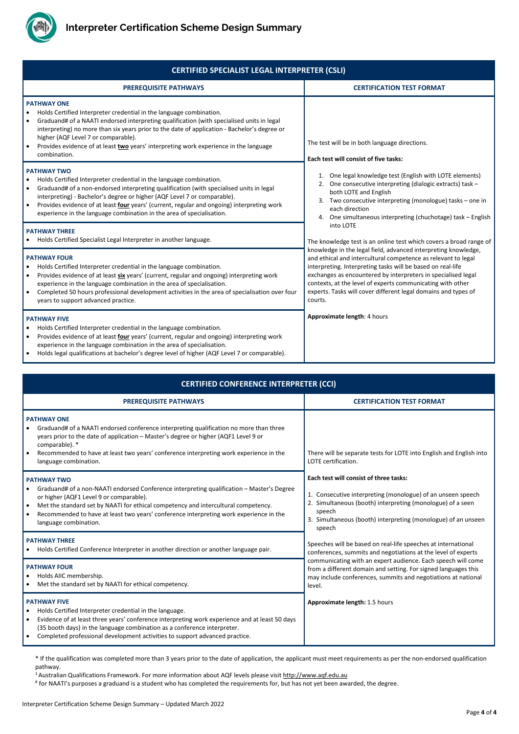# Interpreter Certification Scheme Design Summary

## CERTIFIED SPECIALIST LEGAL INTERPRETER (CSLI)

| PREREQUISITE PATHWAYS | CERTIFICATION TEST FORMAT |
|---|---|
| **PATHWAY ONE**<br>• Holds Certified Interpreter credential in the language combination.<br>• Graduand# of a NAATI endorsed interpreting qualification (with specialised units in legal interpreting) no more than six years prior to the date of application - Bachelor's degree or higher (AQF Level 7 or comparable).<br>• Provides evidence of at least **two** years' interpreting work experience in the language combination.<br><br>**PATHWAY TWO**<br>• Holds Certified Interpreter credential in the language combination.<br>• Graduand# of a non-endorsed interpreting qualification (with specialised units in legal interpreting) - Bachelor's degree or higher (AQF Level 7 or comparable).<br>• Provides evidence of at least **four** years' (current, regular and ongoing) interpreting work experience in the language combination in the area of specialisation.<br><br>**PATHWAY THREE**<br>• Holds Certified Specialist Legal Interpreter in another language.<br><br>**PATHWAY FOUR**<br>• Holds Certified Interpreter credential in the language combination.<br>• Provides evidence of at least **six** years' (current, regular and ongoing) interpreting work experience in the language combination in the area of specialisation.<br>• Completed 50 hours professional development activities in the area of specialisation over four years to support advanced practice.<br><br>**PATHWAY FIVE**<br>• Holds Certified Interpreter credential in the language combination.<br>• Provides evidence of at least **four** years' (current, regular and ongoing) interpreting work experience in the language combination in the area of specialisation.<br>• Holds legal qualifications at bachelor's degree level of higher (AQF Level 7 or comparable). | The test will be in both language directions.<br><br>**Each test will consist of five tasks:**<br><br>1. One legal knowledge test (English with LOTE elements)<br>2. One consecutive interpreting (dialogic extracts) task – both LOTE and English<br>3. Two consecutive interpreting (monologue) tasks – one in each direction<br>4. One simultaneous interpreting (chuchotage) task – English into LOTE<br><br>The knowledge test is an online test which covers a broad range of knowledge in the legal field, advanced interpreting knowledge, and ethical and intercultural competence as relevant to legal interpreting. Interpreting tasks will be based on real-life exchanges as encountered by interpreters in specialised legal contexts, at the level of experts communicating with other experts. Tasks will cover different legal domains and types of courts.<br><br>**Approximate length**: 4 hours |

## CERTIFIED CONFERENCE INTERPRETER (CCI)

| PREREQUISITE PATHWAYS | CERTIFICATION TEST FORMAT |
|---|---|
| **PATHWAY ONE**<br>• Graduand# of a NAATI endorsed conference interpreting qualification no more than three years prior to the date of application – Master's degree or higher (AQF1 Level 9 or comparable). *<br>• Recommended to have at least two years' conference interpreting work experience in the language combination.<br><br>**PATHWAY TWO**<br>• Graduand# of a non-NAATI endorsed Conference interpreting qualification – Master's Degree or higher (AQF1 Level 9 or comparable).<br>• Met the standard set by NAATI for ethical competency and intercultural competency.<br>• Recommended to have at least two years' conference interpreting work experience in the language combination.<br><br>**PATHWAY THREE**<br>• Holds Certified Conference Interpreter in another direction or another language pair.<br><br>**PATHWAY FOUR**<br>• Holds AIIC membership.<br>• Met the standard set by NAATI for ethical competency.<br><br>**PATHWAY FIVE**<br>• Holds Certified Interpreter credential in the language.<br>• Evidence of at least three years' conference interpreting work experience and at least 50 days (35 booth days) in the language combination as a conference interpreter.<br>• Completed professional development activities to support advanced practice. | There will be separate tests for LOTE into English and English into LOTE certification.<br><br>**Each test will consist of three tasks:**<br><br>1. Consecutive interpreting (monologue) of an unseen speech<br>2. Simultaneous (booth) interpreting (monologue) of a seen speech<br>3. Simultaneous (booth) interpreting (monologue) of an unseen speech<br><br>Speeches will be based on real-life speeches at international conferences, summits and negotiations at the level of experts communicating with an expert audience. Each speech will come from a different domain and setting. For signed languages this may include conferences, summits and negotiations at national level.<br><br>**Approximate length:** 1.5 hours |

\* If the qualification was completed more than 3 years prior to the date of application, the applicant must meet requirements as per the non-endorsed qualification pathway.

[1] Australian Qualifications Framework. For more information about AQF levels please visit http://www.aqf.edu.au

[#] for NAATI's purposes a graduand is a student who has completed the requirements for, but has not yet been awarded, the degree.

Interpreter Certification Scheme Design Summary – Updated March 2022